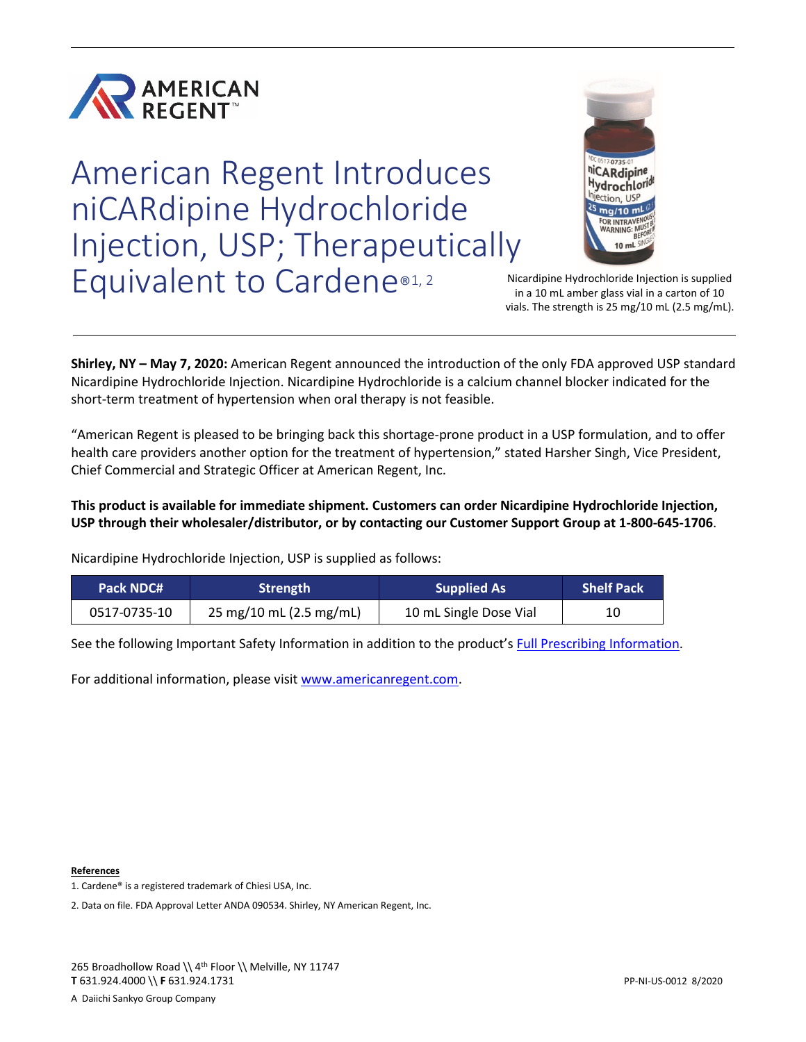# American Regent Introduces niCARdipine Hydrochloride Injection, USP; Therapeutically Equivalent to Cardene®[1, 2]

Nicardipine Hydrochloride Injection is supplied in a 10 mL amber glass vial in a carton of 10 vials. The strength is 25 mg/10 mL (2.5 mg/mL).

**Shirley, NY – May 7, 2020:** American Regent announced the introduction of the only FDA approved USP standard Nicardipine Hydrochloride Injection. Nicardipine Hydrochloride is a calcium channel blocker indicated for the short-term treatment of hypertension when oral therapy is not feasible.

"American Regent is pleased to be bringing back this shortage-prone product in a USP formulation, and to offer health care providers another option for the treatment of hypertension," stated Harsher Singh, Vice President, Chief Commercial and Strategic Officer at American Regent, Inc.

**This product is available for immediate shipment. Customers can order Nicardipine Hydrochloride Injection, USP through their wholesaler/distributor, or by contacting our Customer Support Group at 1-800-645-1706**.

Nicardipine Hydrochloride Injection, USP is supplied as follows:

| Pack NDC# | Strength | Supplied As | Shelf Pack |
|---|---|---|---|
| 0517-0735-10 | 25 mg/10 mL (2.5 mg/mL) | 10 mL Single Dose Vial | 10 |

See the following Important Safety Information in addition to the product's Full Prescribing Information.

For additional information, please visit www.americanregent.com.

**References**

1. Cardene® is a registered trademark of Chiesi USA, Inc.
2. Data on file. FDA Approval Letter ANDA 090534. Shirley, NY American Regent, Inc.

265 Broadhollow Road \\ 4th Floor \\ Melville, NY 11747
**T** 631.924.4000 \\ **F** 631.924.1731

A Daiichi Sankyo Group Company

PP-NI-US-0012 8/2020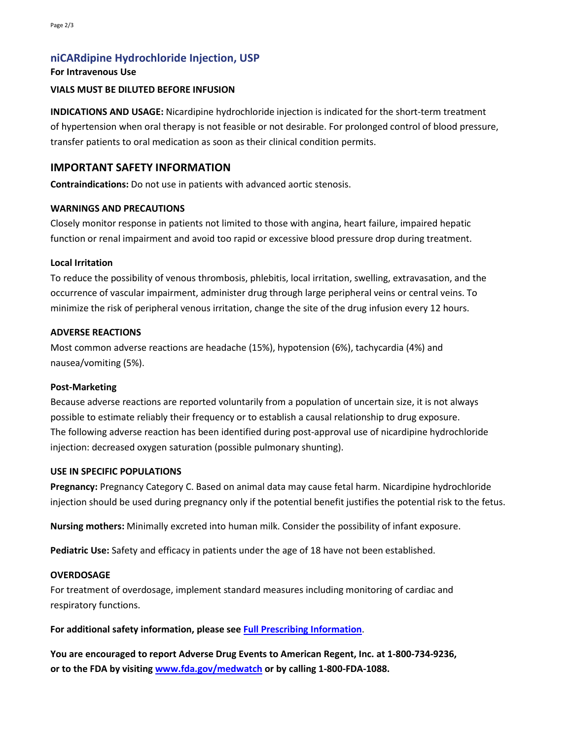## niCARdipine Hydrochloride Injection, USP

**For Intravenous Use**

**VIALS MUST BE DILUTED BEFORE INFUSION**

**INDICATIONS AND USAGE:** Nicardipine hydrochloride injection is indicated for the short-term treatment of hypertension when oral therapy is not feasible or not desirable. For prolonged control of blood pressure, transfer patients to oral medication as soon as their clinical condition permits.

## IMPORTANT SAFETY INFORMATION

**Contraindications:** Do not use in patients with advanced aortic stenosis.

### WARNINGS AND PRECAUTIONS

Closely monitor response in patients not limited to those with angina, heart failure, impaired hepatic function or renal impairment and avoid too rapid or excessive blood pressure drop during treatment.

#### Local Irritation

To reduce the possibility of venous thrombosis, phlebitis, local irritation, swelling, extravasation, and the occurrence of vascular impairment, administer drug through large peripheral veins or central veins. To minimize the risk of peripheral venous irritation, change the site of the drug infusion every 12 hours.

### ADVERSE REACTIONS

Most common adverse reactions are headache (15%), hypotension (6%), tachycardia (4%) and nausea/vomiting (5%).

#### Post-Marketing

Because adverse reactions are reported voluntarily from a population of uncertain size, it is not always possible to estimate reliably their frequency or to establish a causal relationship to drug exposure. The following adverse reaction has been identified during post-approval use of nicardipine hydrochloride injection: decreased oxygen saturation (possible pulmonary shunting).

### USE IN SPECIFIC POPULATIONS

**Pregnancy:** Pregnancy Category C. Based on animal data may cause fetal harm. Nicardipine hydrochloride injection should be used during pregnancy only if the potential benefit justifies the potential risk to the fetus.

**Nursing mothers:** Minimally excreted into human milk. Consider the possibility of infant exposure.

**Pediatric Use:** Safety and efficacy in patients under the age of 18 have not been established.

### OVERDOSAGE

For treatment of overdosage, implement standard measures including monitoring of cardiac and respiratory functions.

**For additional safety information, please see Full Prescribing Information.**

**You are encouraged to report Adverse Drug Events to American Regent, Inc. at 1-800-734-9236, or to the FDA by visiting www.fda.gov/medwatch or by calling 1-800-FDA-1088.**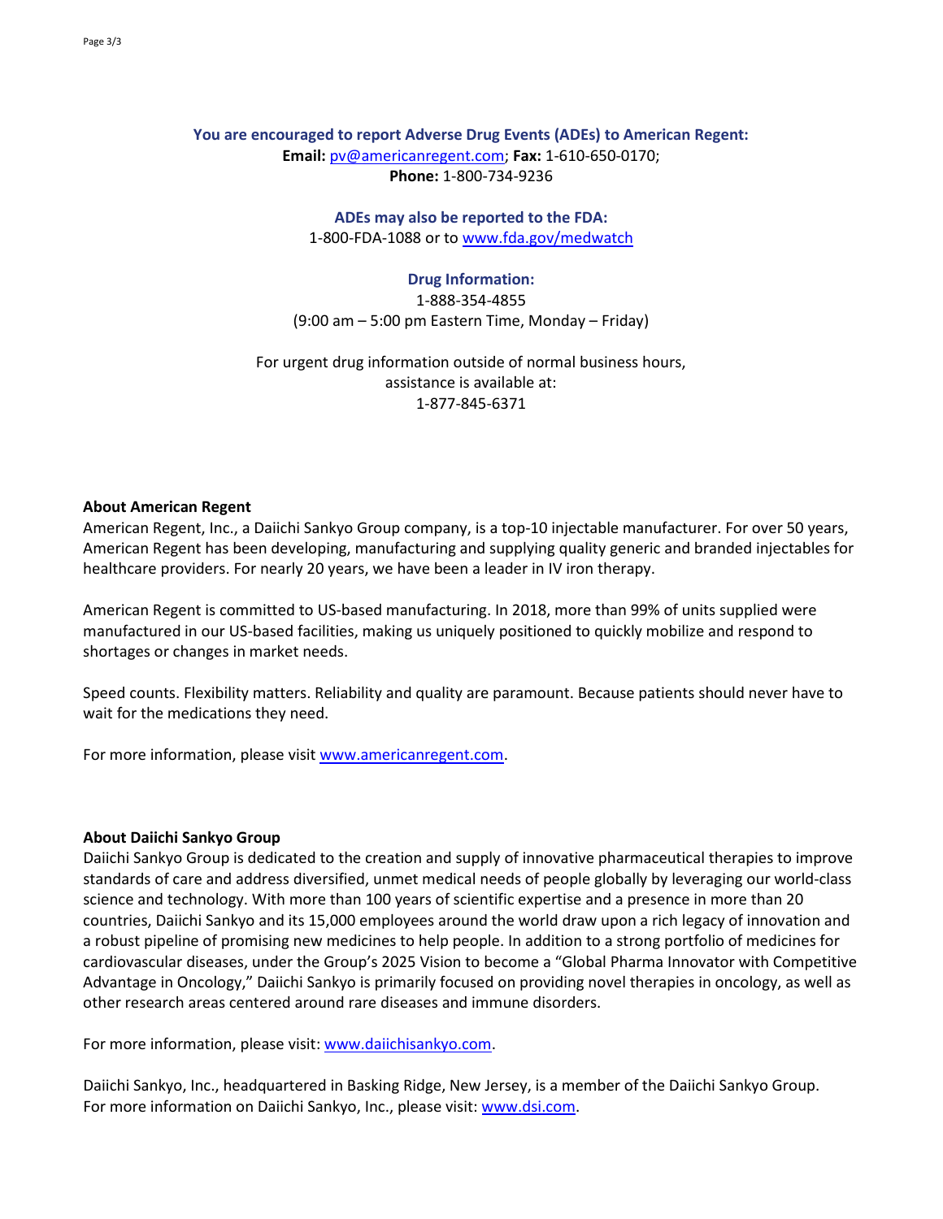**You are encouraged to report Adverse Drug Events (ADEs) to American Regent:**
**Email:** pv@americanregent.com; **Fax:** 1-610-650-0170;
**Phone:** 1-800-734-9236

**ADEs may also be reported to the FDA:**
1-800-FDA-1088 or to www.fda.gov/medwatch

**Drug Information:**
1-888-354-4855
(9:00 am – 5:00 pm Eastern Time, Monday – Friday)

For urgent drug information outside of normal business hours,
assistance is available at:
1-877-845-6371

**About American Regent**

American Regent, Inc., a Daiichi Sankyo Group company, is a top-10 injectable manufacturer. For over 50 years, American Regent has been developing, manufacturing and supplying quality generic and branded injectables for healthcare providers. For nearly 20 years, we have been a leader in IV iron therapy.

American Regent is committed to US-based manufacturing. In 2018, more than 99% of units supplied were manufactured in our US-based facilities, making us uniquely positioned to quickly mobilize and respond to shortages or changes in market needs.

Speed counts. Flexibility matters. Reliability and quality are paramount. Because patients should never have to wait for the medications they need.

For more information, please visit www.americanregent.com.

**About Daiichi Sankyo Group**

Daiichi Sankyo Group is dedicated to the creation and supply of innovative pharmaceutical therapies to improve standards of care and address diversified, unmet medical needs of people globally by leveraging our world-class science and technology. With more than 100 years of scientific expertise and a presence in more than 20 countries, Daiichi Sankyo and its 15,000 employees around the world draw upon a rich legacy of innovation and a robust pipeline of promising new medicines to help people. In addition to a strong portfolio of medicines for cardiovascular diseases, under the Group's 2025 Vision to become a "Global Pharma Innovator with Competitive Advantage in Oncology," Daiichi Sankyo is primarily focused on providing novel therapies in oncology, as well as other research areas centered around rare diseases and immune disorders.

For more information, please visit: www.daiichisankyo.com.

Daiichi Sankyo, Inc., headquartered in Basking Ridge, New Jersey, is a member of the Daiichi Sankyo Group. For more information on Daiichi Sankyo, Inc., please visit: www.dsi.com.